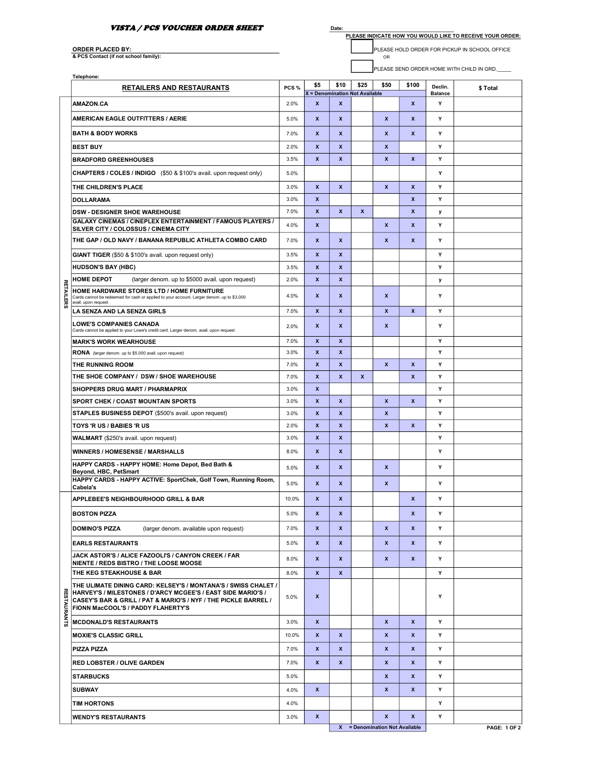# VISTA / PCS VOUCHER ORDER SHEET

Date: ______________________

**PLEASE INDICATE HOW YOU WOULD LIKE TO RECEIVE YOUR ORDER:**

☐ PLEASE HOLD ORDER FOR PICKUP IN SCHOOL OFFICE

OR

☐ PLEASE SEND ORDER HOME WITH CHILD IN GRD._____

**ORDER PLACED BY:** ______________________

**& PCS Contact (if not school family):**

**Telephone:**

| | RETAILERS AND RESTAURANTS | PCS % | $5 | $10 | $25 | $50 | $100 | Declin. Balance | $ Total |
|---|---|---|---|---|---|---|---|---|---|
| | | | X = Denomination Not Available | | | | | | |
| RETAILERS | AMAZON.CA | 2.0% | X | X | | | X | Y | |
| | AMERICAN EAGLE OUTFITTERS / AERIE | 5.0% | X | X | | X | X | Y | |
| | BATH & BODY WORKS | 7.0% | X | X | | X | X | Y | |
| | BEST BUY | 2.0% | X | X | | X | | Y | |
| | BRADFORD GREENHOUSES | 3.5% | X | X | | X | X | Y | |
| | CHAPTERS / COLES / INDIGO ($50 & $100's avail. upon request only) | 5.0% | | | | | | Y | |
| | THE CHILDREN'S PLACE | 3.0% | X | X | | X | X | Y | |
| | DOLLARAMA | 3.0% | X | | | | X | Y | |
| | DSW - DESIGNER SHOE WAREHOUSE | 7.0% | X | X | X | | X | y | |
| | GALAXY CINEMAS / CINEPLEX ENTERTAINMENT / FAMOUS PLAYERS / SILVER CITY / COLOSSUS / CINEMA CITY | 4.0% | X | | | X | X | Y | |
| | THE GAP / OLD NAVY / BANANA REPUBLIC ATHLETA COMBO CARD | 7.0% | X | X | | X | X | Y | |
| | GIANT TIGER ($50 & $100's avail. upon request only) | 3.5% | X | X | | | | Y | |
| | HUDSON'S BAY (HBC) | 3.5% | X | X | | | | Y | |
| | HOME DEPOT (larger denom. up to $5000 avail. upon request) | 2.0% | X | X | | | | y | |
| | HOME HARDWARE STORES LTD / HOME FURNITURE Cards cannot be redeemed for cash or applied to your account. Larger denom. up to $3,000 avail. upon request | 4.0% | X | X | | X | | Y | |
| | LA SENZA AND LA SENZA GIRLS | 7.0% | X | X | | X | X | Y | |
| | LOWE'S COMPANIES CANADA Cards cannot be applied to your Lowe's credit card. Larger denom. avail. upon request | 2.0% | X | X | | X | | Y | |
| | MARK'S WORK WEARHOUSE | 7.0% | X | X | | | | Y | |
| | RONA (larger denom. up to $5,000 avail. upon request) | 3.0% | X | X | | | | Y | |
| | THE RUNNING ROOM | 7.0% | X | X | | X | X | Y | |
| | THE SHOE COMPANY / DSW / SHOE WAREHOUSE | 7.0% | X | X | X | | X | Y | |
| | SHOPPERS DRUG MART / PHARMAPRIX | 3.0% | X | | | | | Y | |
| | SPORT CHEK / COAST MOUNTAIN SPORTS | 3.0% | X | X | | X | X | Y | |
| | STAPLES BUSINESS DEPOT ($500's avail. upon request) | 3.0% | X | X | | X | | Y | |
| | TOYS 'R US / BABIES 'R US | 2.0% | X | X | | X | X | Y | |
| | WALMART ($250's avail. upon request) | 3.0% | X | X | | | | Y | |
| | WINNERS / HOMESENSE / MARSHALLS | 8.0% | X | X | | | | Y | |
| | HAPPY CARDS - HAPPY HOME: Home Depot, Bed Bath & Beyond, HBC, PetSmart | 5.0% | X | X | | X | | Y | |
| | HAPPY CARDS - HAPPY ACTIVE: SportChek, Golf Town, Running Room, Cabela's | 5.0% | X | X | | X | | Y | |
| RESTAURANTS | APPLEBEE'S NEIGHBOURHOOD GRILL & BAR | 10.0% | X | X | | | X | Y | |
| | BOSTON PIZZA | 5.0% | X | X | | | X | Y | |
| | DOMINO'S PIZZA (larger denom. available upon request) | 7.0% | X | X | | X | X | Y | |
| | EARLS RESTAURANTS | 5.0% | X | X | | X | X | Y | |
| | JACK ASTOR'S / ALICE FAZOOLI'S / CANYON CREEK / FAR NIENTE / REDS BISTRO / THE LOOSE MOOSE | 8.0% | X | X | | X | X | Y | |
| | THE KEG STEAKHOUSE & BAR | 8.0% | X | X | | | | Y | |
| | THE ULTIMATE DINING CARD: KELSEY'S / MONTANA'S / SWISS CHALET / HARVEY'S / MILESTONES / D'ARCY MCGEE'S / EAST SIDE MARIO'S / CASEY'S BAR & GRILL / PAT & MARIO'S / NYF / THE PICKLE BARREL / FIONN MacCOOL'S / PADDY FLAHERTY'S | 5.0% | X | | | | | Y | |
| | MCDONALD'S RESTAURANTS | 3.0% | X | | | X | X | Y | |
| | MOXIE'S CLASSIC GRILL | 10.0% | X | X | | X | X | Y | |
| | PIZZA PIZZA | 7.0% | X | X | | X | X | Y | |
| | RED LOBSTER / OLIVE GARDEN | 7.0% | X | X | | X | X | Y | |
| | STARBUCKS | 5.0% | | | | X | X | Y | |
| | SUBWAY | 4.0% | X | | | X | X | Y | |
| | TIM HORTONS | 4.0% | | | | | | Y | |
| | WENDY'S RESTAURANTS | 3.0% | X | | | X | X | Y | |

X = Denomination Not Available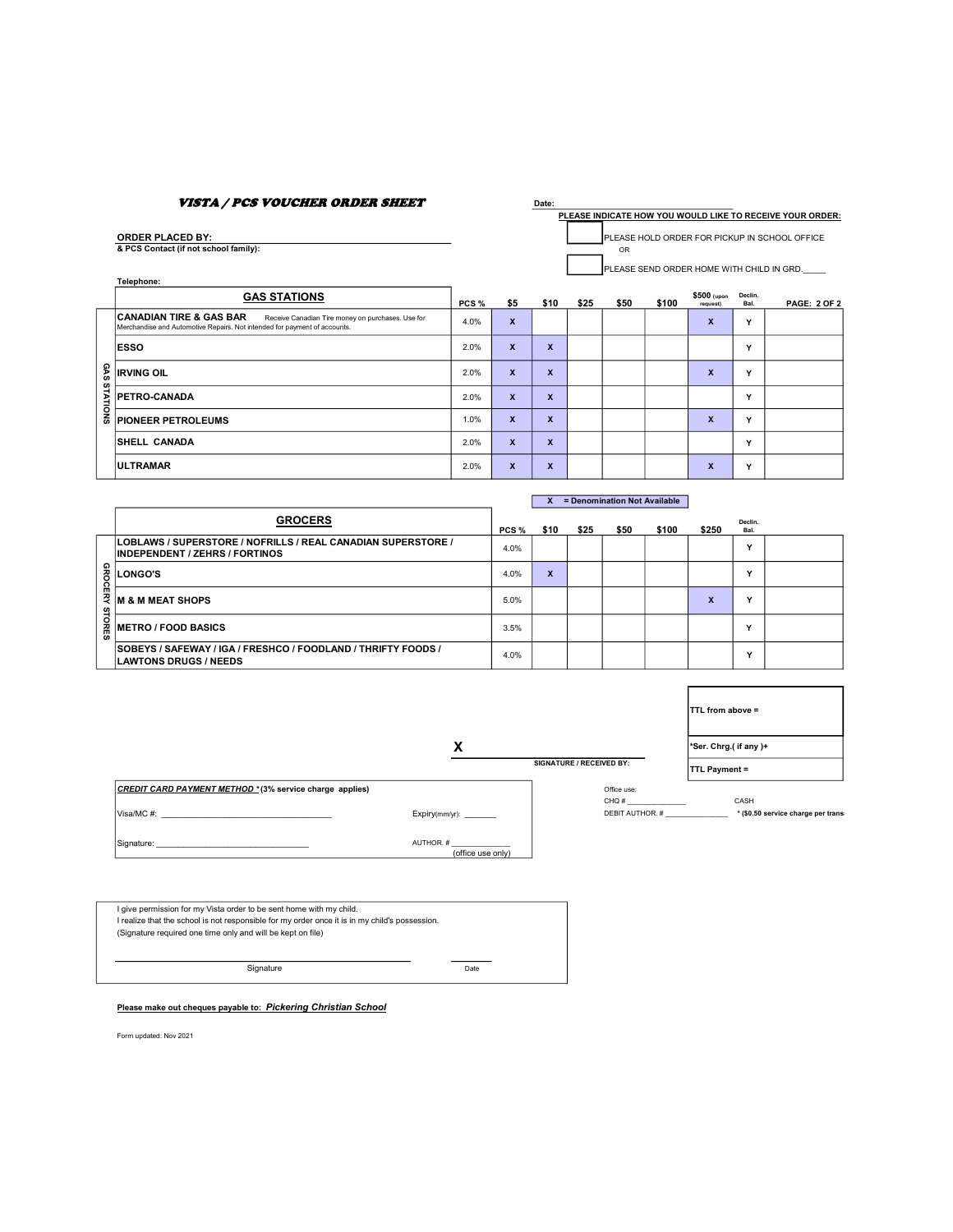# *VISTA / PCS VOUCHER ORDER SHEET*

Date: ____________________________________

**PLEASE INDICATE HOW YOU WOULD LIKE TO RECEIVE YOUR ORDER:**

☐ PLEASE HOLD ORDER FOR PICKUP IN SCHOOL OFFICE

OR

☐ PLEASE SEND ORDER HOME WITH CHILD IN GRD._____

**ORDER PLACED BY:** ____________________________________

**& PCS Contact (if not school family):**

**Telephone:**

| | GAS STATIONS | PCS % | $5 | $10 | $25 | $50 | $100 | $500 (upon request) | Declin. Bal. | PAGE: 2 OF 2 |
|---|---|---|---|---|---|---|---|---|---|---|
| GAS STATIONS | **CANADIAN TIRE & GAS BAR** Receive Canadian Tire money on purchases. Use for Merchandise and Automotive Repairs. Not intended for payment of accounts. | 4.0% | X | | | | | X | Y | |
| | **ESSO** | 2.0% | X | X | | | | | Y | |
| | **IRVING OIL** | 2.0% | X | X | | | | X | Y | |
| | **PETRO-CANADA** | 2.0% | X | X | | | | | Y | |
| | **PIONEER PETROLEUMS** | 1.0% | X | X | | | | X | Y | |
| | **SHELL CANADA** | 2.0% | X | X | | | | | Y | |
| | **ULTRAMAR** | 2.0% | X | X | | | | X | Y | |

**X = Denomination Not Available**

| | GROCERS | PCS % | $10 | $25 | $50 | $100 | $250 | Declin. Bal. | |
|---|---|---|---|---|---|---|---|---|---|
| GROCERY STORES | **LOBLAWS / SUPERSTORE / NOFRILLS / REAL CANADIAN SUPERSTORE / INDEPENDENT / ZEHRS / FORTINOS** | 4.0% | | | | | | Y | |
| | **LONGO'S** | 4.0% | X | | | | | Y | |
| | **M & M MEAT SHOPS** | 5.0% | | | | | X | Y | |
| | **METRO / FOOD BASICS** | 3.5% | | | | | | Y | |
| | **SOBEYS / SAFEWAY / IGA / FRESHCO / FOODLAND / THRIFTY FOODS / LAWTONS DRUGS / NEEDS** | 4.0% | | | | | | Y | |

| | |
|---|---|
| TTL from above = | |
| *Ser. Chrg.( if any )+ | |
| TTL Payment = | |

**X** ____________________________

SIGNATURE / RECEIVED BY:

***CREDIT CARD PAYMENT METHOD** ** (3% service charge applies)

Visa/MC #: ____________________________________ Expiry(mm/yr): _______

Signature: __________________________________ AUTHOR. # ______________ (office use only)

Office use:

CHQ # _______________ CASH

DEBIT AUTHOR. # _______________ * ($0.50 service charge per trans

I give permission for my Vista order to be sent home with my child.
I realize that the school is not responsible for my order once it is in my child's possession.
(Signature required one time only and will be kept on file)

____________________________________ Signature ________ Date

**Please make out cheques payable to:** ***Pickering Christian School***

Form updated: Nov 2021